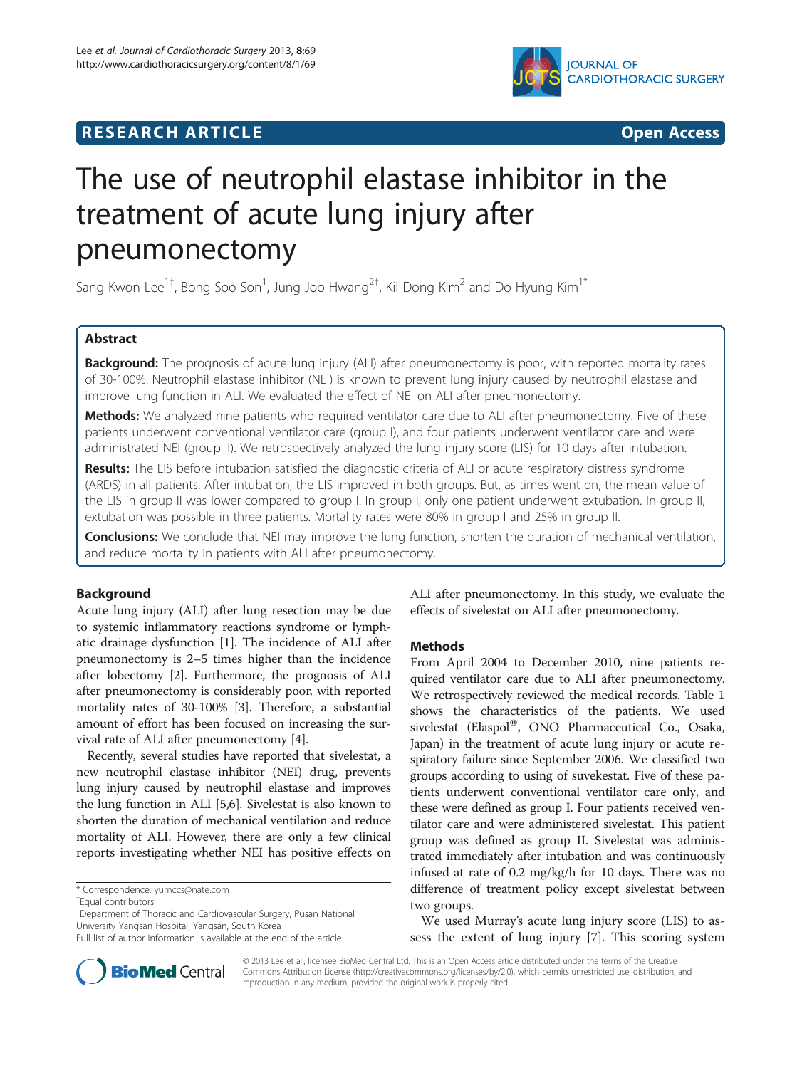**RESEARCH ARTICLE** **Open Access**

# The use of neutrophil elastase inhibitor in the treatment of acute lung injury after pneumonectomy

Sang Kwon Lee[1†], Bong Soo Son[1], Jung Joo Hwang[2†], Kil Dong Kim[2] and Do Hyung Kim[1*]

## Abstract

**Background:** The prognosis of acute lung injury (ALI) after pneumonectomy is poor, with reported mortality rates of 30-100%. Neutrophil elastase inhibitor (NEI) is known to prevent lung injury caused by neutrophil elastase and improve lung function in ALI. We evaluated the effect of NEI on ALI after pneumonectomy.

**Methods:** We analyzed nine patients who required ventilator care due to ALI after pneumonectomy. Five of these patients underwent conventional ventilator care (group I), and four patients underwent ventilator care and were administrated NEI (group II). We retrospectively analyzed the lung injury score (LIS) for 10 days after intubation.

**Results:** The LIS before intubation satisfied the diagnostic criteria of ALI or acute respiratory distress syndrome (ARDS) in all patients. After intubation, the LIS improved in both groups. But, as times went on, the mean value of the LIS in group II was lower compared to group I. In group I, only one patient underwent extubation. In group II, extubation was possible in three patients. Mortality rates were 80% in group I and 25% in group II.

**Conclusions:** We conclude that NEI may improve the lung function, shorten the duration of mechanical ventilation, and reduce mortality in patients with ALI after pneumonectomy.

## Background

Acute lung injury (ALI) after lung resection may be due to systemic inflammatory reactions syndrome or lymphatic drainage dysfunction [1]. The incidence of ALI after pneumonectomy is 2–5 times higher than the incidence after lobectomy [2]. Furthermore, the prognosis of ALI after pneumonectomy is considerably poor, with reported mortality rates of 30-100% [3]. Therefore, a substantial amount of effort has been focused on increasing the survival rate of ALI after pneumonectomy [4].

Recently, several studies have reported that sivelestat, a new neutrophil elastase inhibitor (NEI) drug, prevents lung injury caused by neutrophil elastase and improves the lung function in ALI [5,6]. Sivelestat is also known to shorten the duration of mechanical ventilation and reduce mortality of ALI. However, there are only a few clinical reports investigating whether NEI has positive effects on ALI after pneumonectomy. In this study, we evaluate the effects of sivelestat on ALI after pneumonectomy.

## Methods

From April 2004 to December 2010, nine patients required ventilator care due to ALI after pneumonectomy. We retrospectively reviewed the medical records. Table 1 shows the characteristics of the patients. We used sivelestat (Elaspol®, ONO Pharmaceutical Co., Osaka, Japan) in the treatment of acute lung injury or acute respiratory failure since September 2006. We classified two groups according to using of suvekestat. Five of these patients underwent conventional ventilator care only, and these were defined as group I. Four patients received ventilator care and were administered sivelestat. This patient group was defined as group II. Sivelestat was administrated immediately after intubation and was continuously infused at rate of 0.2 mg/kg/h for 10 days. There was no difference of treatment policy except sivelestat between two groups.

We used Murray's acute lung injury score (LIS) to assess the extent of lung injury [7]. This scoring system

\* Correspondence: yumccs@nate.com
†Equal contributors
[1]Department of Thoracic and Cardiovascular Surgery, Pusan National University Yangsan Hospital, Yangsan, South Korea
Full list of author information is available at the end of the article

© 2013 Lee et al.; licensee BioMed Central Ltd. This is an Open Access article distributed under the terms of the Creative Commons Attribution License (http://creativecommons.org/licenses/by/2.0), which permits unrestricted use, distribution, and reproduction in any medium, provided the original work is properly cited.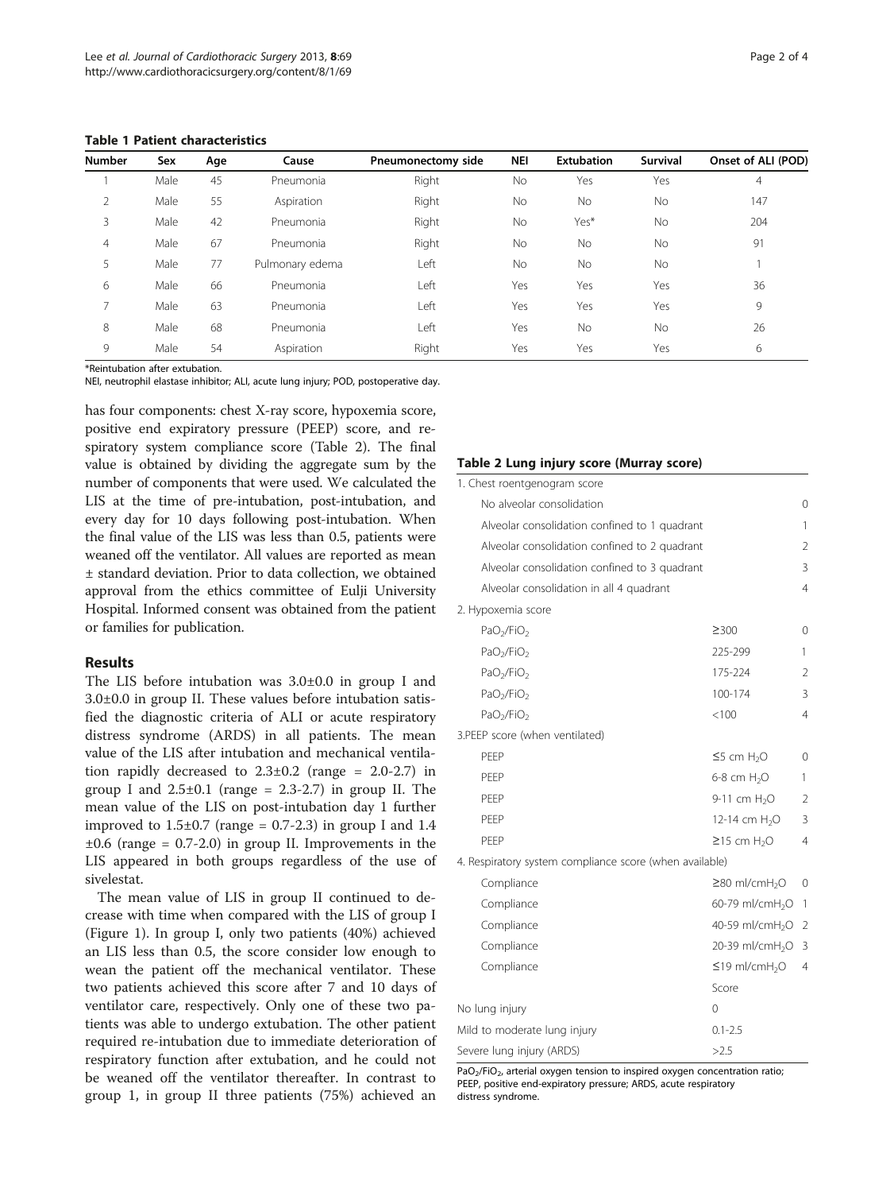**Table 1 Patient characteristics**

| Number | Sex | Age | Cause | Pneumonectomy side | NEI | Extubation | Survival | Onset of ALI (POD) |
|---|---|---|---|---|---|---|---|---|
| 1 | Male | 45 | Pneumonia | Right | No | Yes | Yes | 4 |
| 2 | Male | 55 | Aspiration | Right | No | No | No | 147 |
| 3 | Male | 42 | Pneumonia | Right | No | Yes* | No | 204 |
| 4 | Male | 67 | Pneumonia | Right | No | No | No | 91 |
| 5 | Male | 77 | Pulmonary edema | Left | No | No | No | 1 |
| 6 | Male | 66 | Pneumonia | Left | Yes | Yes | Yes | 36 |
| 7 | Male | 63 | Pneumonia | Left | Yes | Yes | Yes | 9 |
| 8 | Male | 68 | Pneumonia | Left | Yes | No | No | 26 |
| 9 | Male | 54 | Aspiration | Right | Yes | Yes | Yes | 6 |

*Reintubation after extubation.
NEI, neutrophil elastase inhibitor; ALI, acute lung injury; POD, postoperative day.

has four components: chest X-ray score, hypoxemia score, positive end expiratory pressure (PEEP) score, and respiratory system compliance score (Table 2). The final value is obtained by dividing the aggregate sum by the number of components that were used. We calculated the LIS at the time of pre-intubation, post-intubation, and every day for 10 days following post-intubation. When the final value of the LIS was less than 0.5, patients were weaned off the ventilator. All values are reported as mean ± standard deviation. Prior to data collection, we obtained approval from the ethics committee of Eulji University Hospital. Informed consent was obtained from the patient or families for publication.

## Results

The LIS before intubation was 3.0±0.0 in group I and 3.0±0.0 in group II. These values before intubation satisfied the diagnostic criteria of ALI or acute respiratory distress syndrome (ARDS) in all patients. The mean value of the LIS after intubation and mechanical ventilation rapidly decreased to 2.3±0.2 (range = 2.0-2.7) in group I and 2.5±0.1 (range = 2.3-2.7) in group II. The mean value of the LIS on post-intubation day 1 further improved to 1.5±0.7 (range = 0.7-2.3) in group I and 1.4 ±0.6 (range = 0.7-2.0) in group II. Improvements in the LIS appeared in both groups regardless of the use of sivelestat.

The mean value of LIS in group II continued to decrease with time when compared with the LIS of group I (Figure 1). In group I, only two patients (40%) achieved an LIS less than 0.5, the score consider low enough to wean the patient off the mechanical ventilator. These two patients achieved this score after 7 and 10 days of ventilator care, respectively. Only one of these two patients was able to undergo extubation. The other patient required re-intubation due to immediate deterioration of respiratory function after extubation, and he could not be weaned off the ventilator thereafter. In contrast to group 1, in group II three patients (75%) achieved an

**Table 2 Lung injury score (Murray score)**

| | | |
|---|---|---|
| 1. Chest roentgenogram score | | |
| No alveolar consolidation | | 0 |
| Alveolar consolidation confined to 1 quadrant | | 1 |
| Alveolar consolidation confined to 2 quadrant | | 2 |
| Alveolar consolidation confined to 3 quadrant | | 3 |
| Alveolar consolidation in all 4 quadrant | | 4 |
| 2. Hypoxemia score | | |
| $PaO_2/FiO_2$ | ≥300 | 0 |
| $PaO_2/FiO_2$ | 225-299 | 1 |
| $PaO_2/FiO_2$ | 175-224 | 2 |
| $PaO_2/FiO_2$ | 100-174 | 3 |
| $PaO_2/FiO_2$ | <100 | 4 |
| 3.PEEP score (when ventilated) | | |
| PEEP | ≤5 cm $H_2O$ | 0 |
| PEEP | 6-8 cm $H_2O$ | 1 |
| PEEP | 9-11 cm $H_2O$ | 2 |
| PEEP | 12-14 cm $H_2O$ | 3 |
| PEEP | ≥15 cm $H_2O$ | 4 |
| 4. Respiratory system compliance score (when available) | | |
| Compliance | ≥80 ml/cm$H_2O$ | 0 |
| Compliance | 60-79 ml/cm$H_2O$ | 1 |
| Compliance | 40-59 ml/cm$H_2O$ | 2 |
| Compliance | 20-39 ml/cm$H_2O$ | 3 |
| Compliance | ≤19 ml/cm$H_2O$ | 4 |
| | Score | |
| No lung injury | 0 | |
| Mild to moderate lung injury | 0.1-2.5 | |
| Severe lung injury (ARDS) | >2.5 | |

$PaO_2/FiO_2$, arterial oxygen tension to inspired oxygen concentration ratio; PEEP, positive end-expiratory pressure; ARDS, acute respiratory distress syndrome.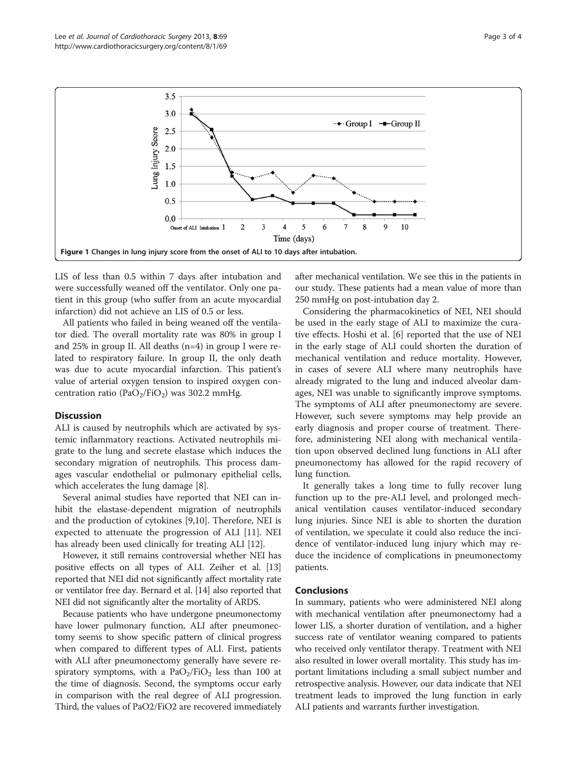3.5
3.0
2.5
2.0
1.5
1.0
0.5
0.0

Lung Injury Score

Group I
Group II

Onset of ALI Intubation 1 2 3 4 5 6 7 8 9 10

Time (days)

**Figure 1 Changes in lung injury score from the onset of ALI to 10 days after intubation.**

LIS of less than 0.5 within 7 days after intubation and were successfully weaned off the ventilator. Only one patient in this group (who suffer from an acute myocardial infarction) did not achieve an LIS of 0.5 or less.

All patients who failed in being weaned off the ventilator died. The overall mortality rate was 80% in group I and 25% in group II. All deaths (n=4) in group I were related to respiratory failure. In group II, the only death was due to acute myocardial infarction. This patient's value of arterial oxygen tension to inspired oxygen concentration ratio ($PaO_2/FiO_2$) was 302.2 mmHg.

## Discussion

ALI is caused by neutrophils which are activated by systemic inflammatory reactions. Activated neutrophils migrate to the lung and secrete elastase which induces the secondary migration of neutrophils. This process damages vascular endothelial or pulmonary epithelial cells, which accelerates the lung damage [8].

Several animal studies have reported that NEI can inhibit the elastase-dependent migration of neutrophils and the production of cytokines [9,10]. Therefore, NEI is expected to attenuate the progression of ALI [11]. NEI has already been used clinically for treating ALI [12].

However, it still remains controversial whether NEI has positive effects on all types of ALI. Zeiher et al. [13] reported that NEI did not significantly affect mortality rate or ventilator free day. Bernard et al. [14] also reported that NEI did not significantly alter the mortality of ARDS.

Because patients who have undergone pneumonectomy have lower pulmonary function, ALI after pneumonectomy seems to show specific pattern of clinical progress when compared to different types of ALI. First, patients with ALI after pneumonectomy generally have severe respiratory symptoms, with a $PaO_2/FiO_2$ less than 100 at the time of diagnosis. Second, the symptoms occur early in comparison with the real degree of ALI progression. Third, the values of PaO2/FiO2 are recovered immediately after mechanical ventilation. We see this in the patients in our study. These patients had a mean value of more than 250 mmHg on post-intubation day 2.

Considering the pharmacokinetics of NEI, NEI should be used in the early stage of ALI to maximize the curative effects. Hoshi et al. [6] reported that the use of NEI in the early stage of ALI could shorten the duration of mechanical ventilation and reduce mortality. However, in cases of severe ALI where many neutrophils have already migrated to the lung and induced alveolar damages, NEI was unable to significantly improve symptoms. The symptoms of ALI after pneumonectomy are severe. However, such severe symptoms may help provide an early diagnosis and proper course of treatment. Therefore, administering NEI along with mechanical ventilation upon observed declined lung functions in ALI after pneumonectomy has allowed for the rapid recovery of lung function.

It generally takes a long time to fully recover lung function up to the pre-ALI level, and prolonged mechanical ventilation causes ventilator-induced secondary lung injuries. Since NEI is able to shorten the duration of ventilation, we speculate it could also reduce the incidence of ventilator-induced lung injury which may reduce the incidence of complications in pneumonectomy patients.

## Conclusions

In summary, patients who were administered NEI along with mechanical ventilation after pneumonectomy had a lower LIS, a shorter duration of ventilation, and a higher success rate of ventilator weaning compared to patients who received only ventilator therapy. Treatment with NEI also resulted in lower overall mortality. This study has important limitations including a small subject number and retrospective analysis. However, our data indicate that NEI treatment leads to improved the lung function in early ALI patients and warrants further investigation.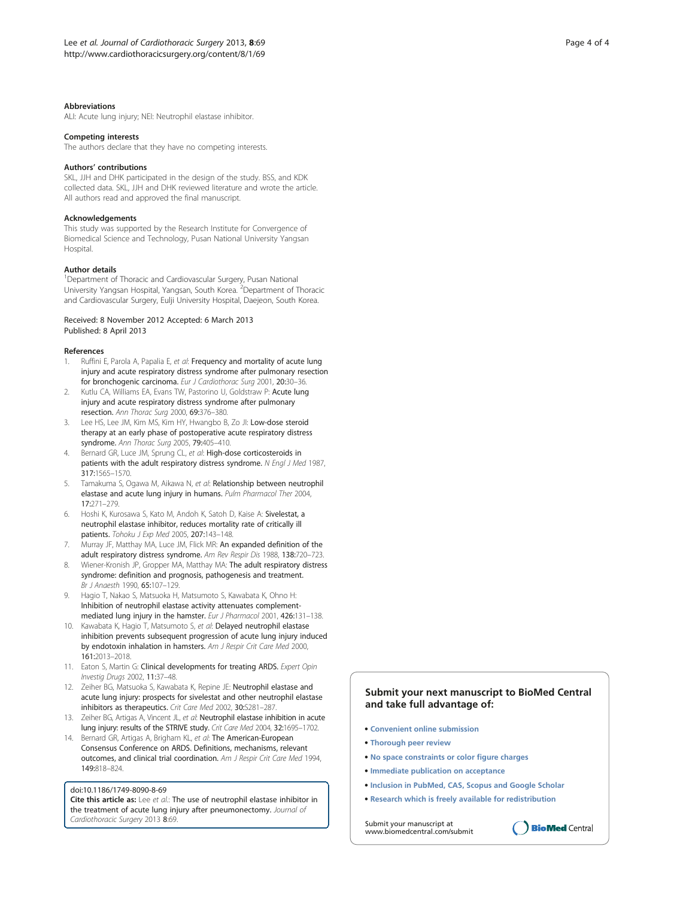### Abbreviations

ALI: Acute lung injury; NEI: Neutrophil elastase inhibitor.

### Competing interests

The authors declare that they have no competing interests.

### Authors' contributions

SKL, JJH and DHK participated in the design of the study. BSS, and KDK collected data. SKL, JJH and DHK reviewed literature and wrote the article. All authors read and approved the final manuscript.

### Acknowledgements

This study was supported by the Research Institute for Convergence of Biomedical Science and Technology, Pusan National University Yangsan Hospital.

### Author details

[1]Department of Thoracic and Cardiovascular Surgery, Pusan National University Yangsan Hospital, Yangsan, South Korea. [2]Department of Thoracic and Cardiovascular Surgery, Eulji University Hospital, Daejeon, South Korea.

Received: 8 November 2012 Accepted: 6 March 2013
Published: 8 April 2013

### References

1. Ruffini E, Parola A, Papalia E, *et al*: **Frequency and mortality of acute lung injury and acute respiratory distress syndrome after pulmonary resection for bronchogenic carcinoma.** *Eur J Cardiothorac Surg* 2001, **20:**30–36.
2. Kutlu CA, Williams EA, Evans TW, Pastorino U, Goldstraw P: **Acute lung injury and acute respiratory distress syndrome after pulmonary resection.** *Ann Thorac Surg* 2000, **69:**376–380.
3. Lee HS, Lee JM, Kim MS, Kim HY, Hwangbo B, Zo JI: **Low-dose steroid therapy at an early phase of postoperative acute respiratory distress syndrome.** *Ann Thorac Surg* 2005, **79:**405–410.
4. Bernard GR, Luce JM, Sprung CL, *et al*: **High-dose corticosteroids in patients with the adult respiratory distress syndrome.** *N Engl J Med* 1987, **317:**1565–1570.
5. Tamakuma S, Ogawa M, Aikawa N, *et al*: **Relationship between neutrophil elastase and acute lung injury in humans.** *Pulm Pharmacol Ther* 2004, **17:**271–279.
6. Hoshi K, Kurosawa S, Kato M, Andoh K, Satoh D, Kaise A: **Sivelestat, a neutrophil elastase inhibitor, reduces mortality rate of critically ill patients.** *Tohoku J Exp Med* 2005, **207:**143–148.
7. Murray JF, Matthay MA, Luce JM, Flick MR: **An expanded definition of the adult respiratory distress syndrome.** *Am Rev Respir Dis* 1988, **138:**720–723.
8. Wiener-Kronish JP, Gropper MA, Matthay MA: **The adult respiratory distress syndrome: definition and prognosis, pathogenesis and treatment.** *Br J Anaesth* 1990, **65:**107–129.
9. Hagio T, Nakao S, Matsuoka H, Matsumoto S, Kawabata K, Ohno H: **Inhibition of neutrophil elastase activity attenuates complement-mediated lung injury in the hamster.** *Eur J Pharmacol* 2001, **426:**131–138.
10. Kawabata K, Hagio T, Matsumoto S, *et al*: **Delayed neutrophil elastase inhibition prevents subsequent progression of acute lung injury induced by endotoxin inhalation in hamsters.** *Am J Respir Crit Care Med* 2000, **161:**2013–2018.
11. Eaton S, Martin G: **Clinical developments for treating ARDS.** *Expert Opin Investig Drugs* 2002, **11:**37–48.
12. Zeiher BG, Matsuoka S, Kawabata K, Repine JE: **Neutrophil elastase and acute lung injury: prospects for sivelestat and other neutrophil elastase inhibitors as therapeutics.** *Crit Care Med* 2002, **30:**S281–287.
13. Zeiher BG, Artigas A, Vincent JL, *et al*: **Neutrophil elastase inhibition in acute lung injury: results of the STRIVE study.** *Crit Care Med* 2004, **32:**1695–1702.
14. Bernard GR, Artigas A, Brigham KL, *et al*: **The American-European Consensus Conference on ARDS. Definitions, mechanisms, relevant outcomes, and clinical trial coordination.** *Am J Respir Crit Care Med* 1994, **149:**818–824.

doi:10.1186/1749-8090-8-69

**Cite this article as:** Lee *et al.*: The use of neutrophil elastase inhibitor in the treatment of acute lung injury after pneumonectomy. *Journal of Cardiothoracic Surgery* 2013 **8**:69.

**Submit your next manuscript to BioMed Central and take full advantage of:**

- **Convenient online submission**
- **Thorough peer review**
- **No space constraints or color figure charges**
- **Immediate publication on acceptance**
- **Inclusion in PubMed, CAS, Scopus and Google Scholar**
- **Research which is freely available for redistribution**

Submit your manuscript at
www.biomedcentral.com/submit

BioMed Central